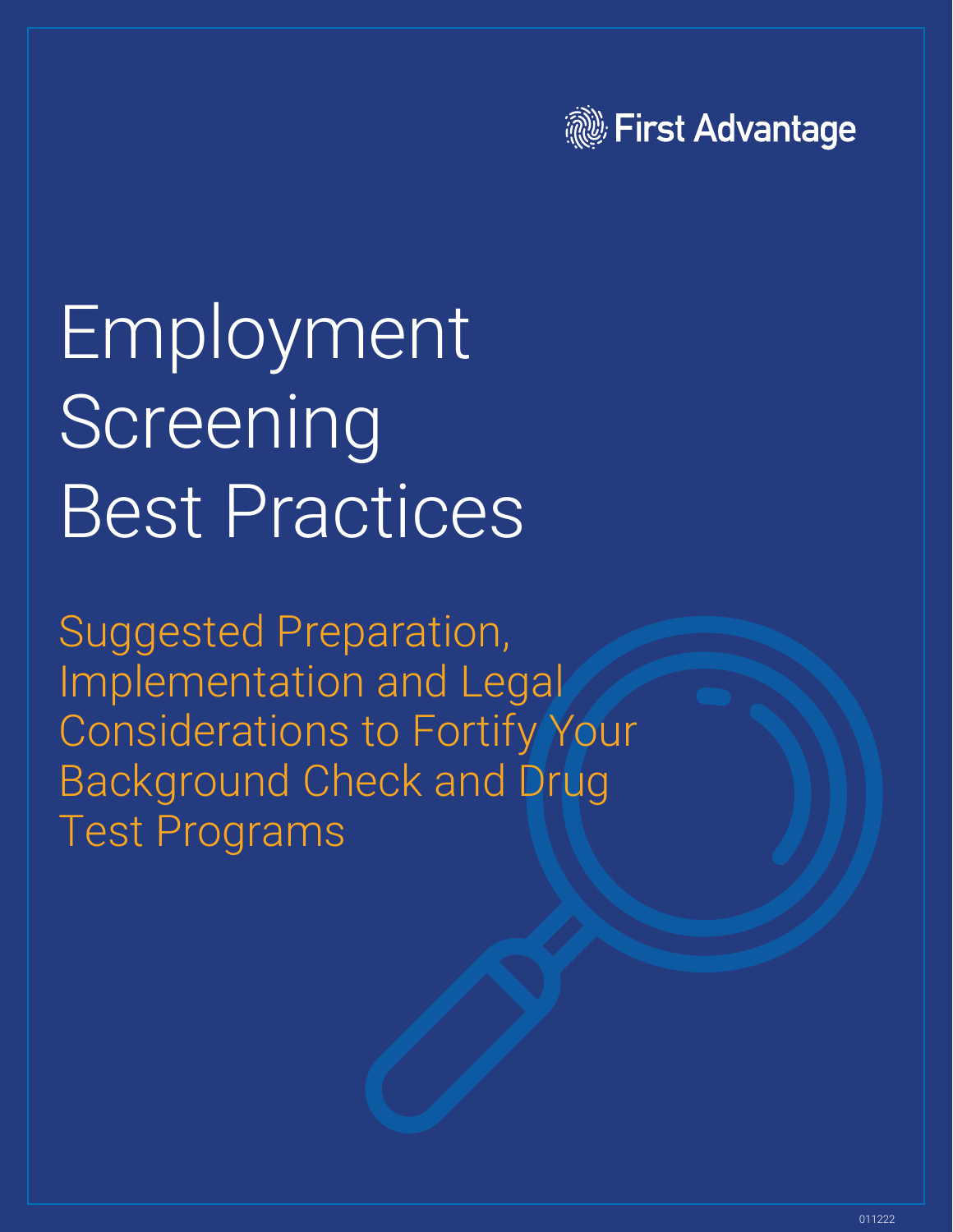First Advantage

# Employment Screening Best Practices

## Suggested Preparation, Implementation and Legal Considerations to Fortify Your Background Check and Drug Test Programs

011222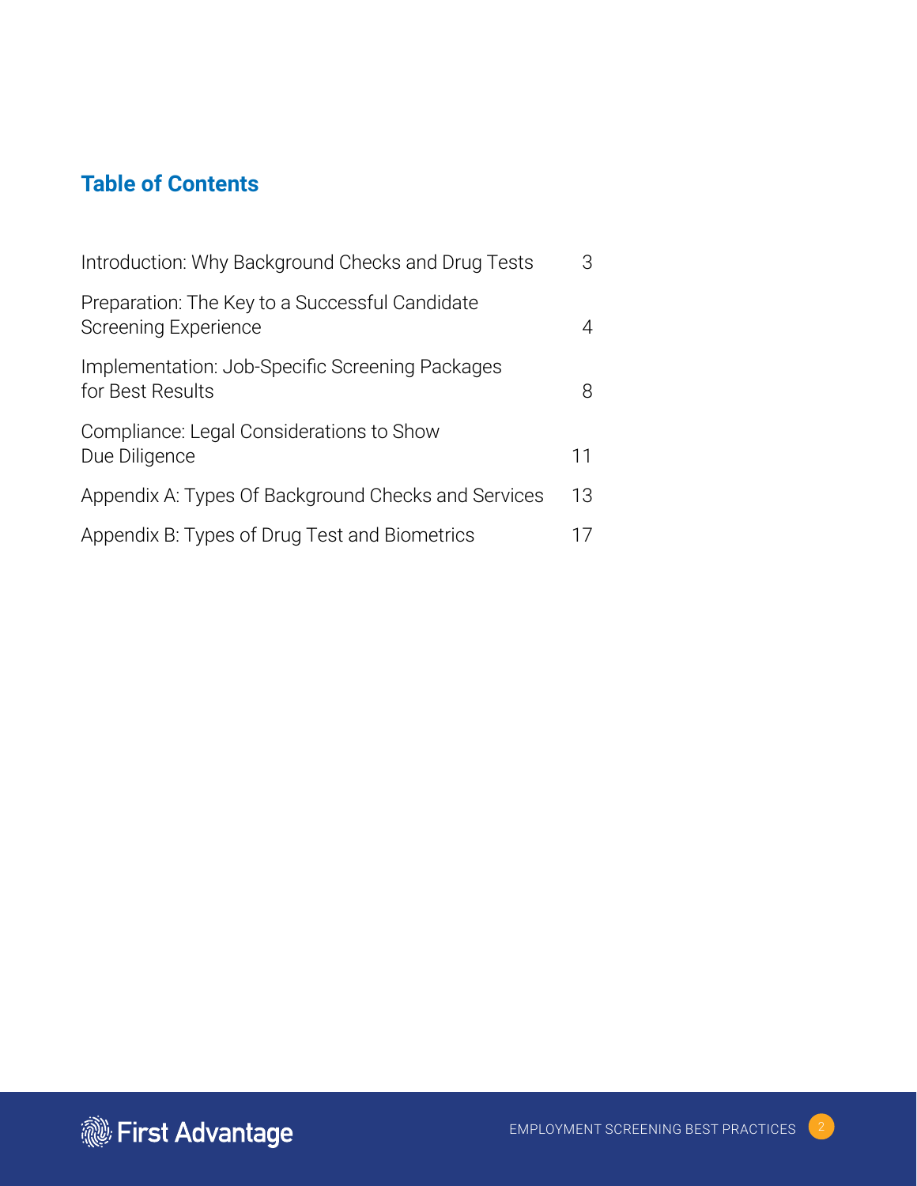## Table of Contents

| | |
|---|---|
| Introduction: Why Background Checks and Drug Tests | 3 |
| Preparation: The Key to a Successful Candidate Screening Experience | 4 |
| Implementation: Job-Specific Screening Packages for Best Results | 8 |
| Compliance: Legal Considerations to Show Due Diligence | 11 |
| Appendix A: Types Of Background Checks and Services | 13 |
| Appendix B: Types of Drug Test and Biometrics | 17 |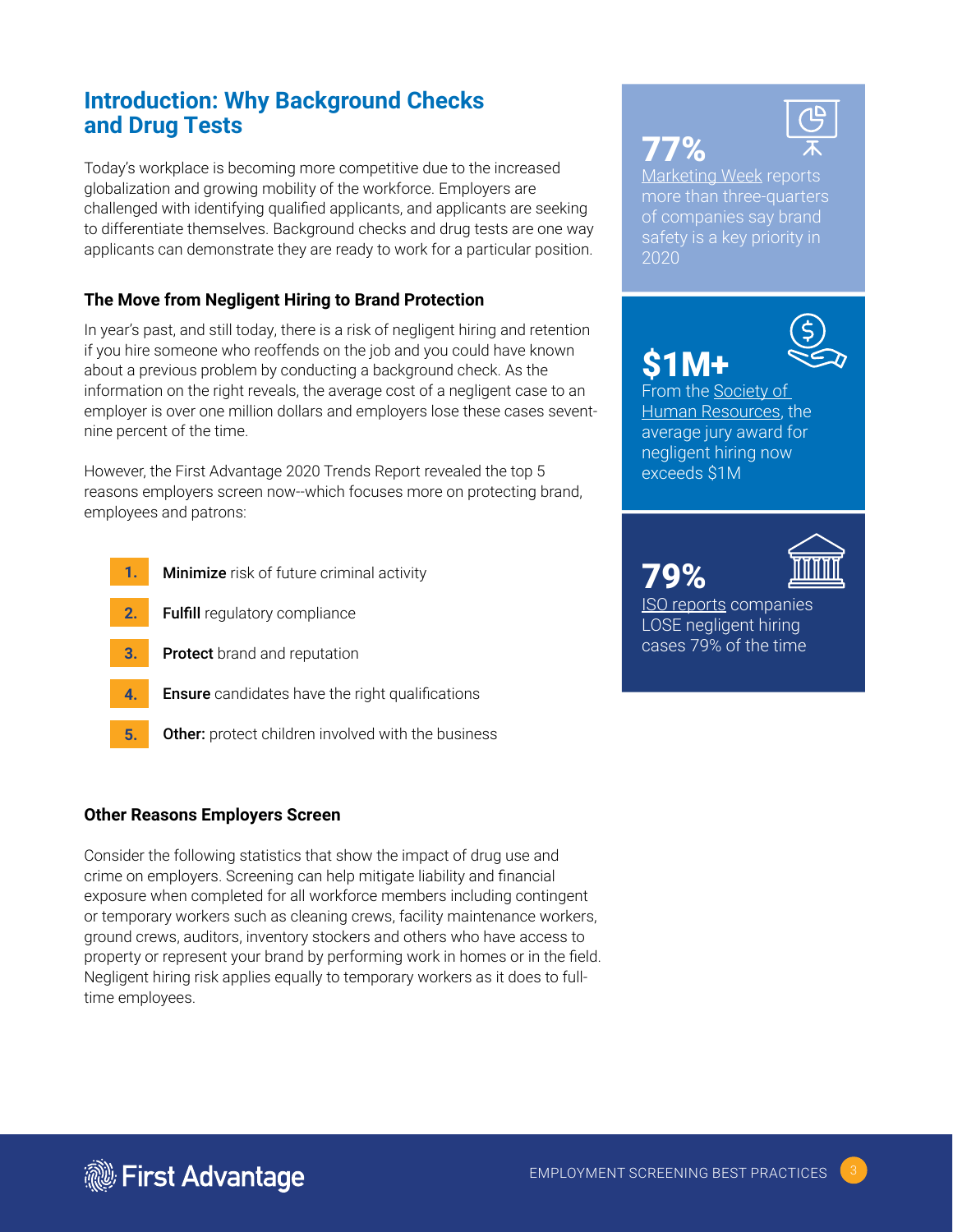## Introduction: Why Background Checks and Drug Tests

Today's workplace is becoming more competitive due to the increased globalization and growing mobility of the workforce. Employers are challenged with identifying qualified applicants, and applicants are seeking to differentiate themselves. Background checks and drug tests are one way applicants can demonstrate they are ready to work for a particular position.

### The Move from Negligent Hiring to Brand Protection

In year's past, and still today, there is a risk of negligent hiring and retention if you hire someone who reoffends on the job and you could have known about a previous problem by conducting a background check. As the information on the right reveals, the average cost of a negligent case to an employer is over one million dollars and employers lose these cases seventy-nine percent of the time.

However, the First Advantage 2020 Trends Report revealed the top 5 reasons employers screen now--which focuses more on protecting brand, employees and patrons:

1. **Minimize** risk of future criminal activity
2. **Fulfill** regulatory compliance
3. **Protect** brand and reputation
4. **Ensure** candidates have the right qualifications
5. **Other:** protect children involved with the business

### Other Reasons Employers Screen

Consider the following statistics that show the impact of drug use and crime on employers. Screening can help mitigate liability and financial exposure when completed for all workforce members including contingent or temporary workers such as cleaning crews, facility maintenance workers, ground crews, auditors, inventory stockers and others who have access to property or represent your brand by performing work in homes or in the field. Negligent hiring risk applies equally to temporary workers as it does to full-time employees.

**77%**
Marketing Week reports more than three-quarters of companies say brand safety is a key priority in 2020

**$1M+**
From the Society of Human Resources, the average jury award for negligent hiring now exceeds $1M

**79%**
ISO reports companies LOSE negligent hiring cases 79% of the time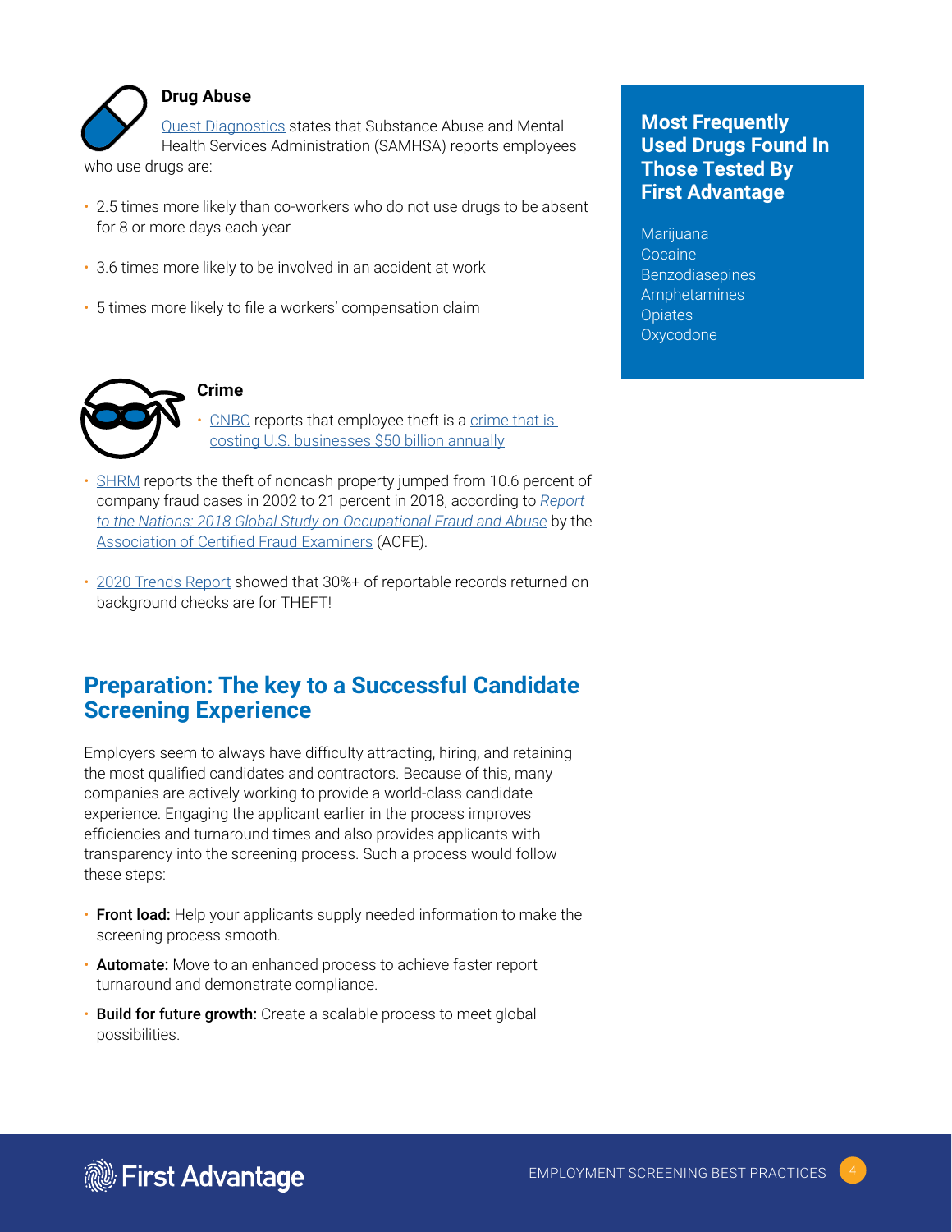### Drug Abuse

Quest Diagnostics states that Substance Abuse and Mental Health Services Administration (SAMHSA) reports employees who use drugs are:

- 2.5 times more likely than co-workers who do not use drugs to be absent for 8 or more days each year
- 3.6 times more likely to be involved in an accident at work
- 5 times more likely to file a workers' compensation claim

### Crime

- CNBC reports that employee theft is a crime that is costing U.S. businesses $50 billion annually
- SHRM reports the theft of noncash property jumped from 10.6 percent of company fraud cases in 2002 to 21 percent in 2018, according to *Report to the Nations: 2018 Global Study on Occupational Fraud and Abuse* by the Association of Certified Fraud Examiners (ACFE).
- 2020 Trends Report showed that 30%+ of reportable records returned on background checks are for THEFT!

**Most Frequently Used Drugs Found In Those Tested By First Advantage**

Marijuana
Cocaine
Benzodiasepines
Amphetamines
Opiates
Oxycodone

## Preparation: The key to a Successful Candidate Screening Experience

Employers seem to always have difficulty attracting, hiring, and retaining the most qualified candidates and contractors. Because of this, many companies are actively working to provide a world-class candidate experience. Engaging the applicant earlier in the process improves efficiencies and turnaround times and also provides applicants with transparency into the screening process. Such a process would follow these steps:

- **Front load:** Help your applicants supply needed information to make the screening process smooth.
- **Automate:** Move to an enhanced process to achieve faster report turnaround and demonstrate compliance.
- **Build for future growth:** Create a scalable process to meet global possibilities.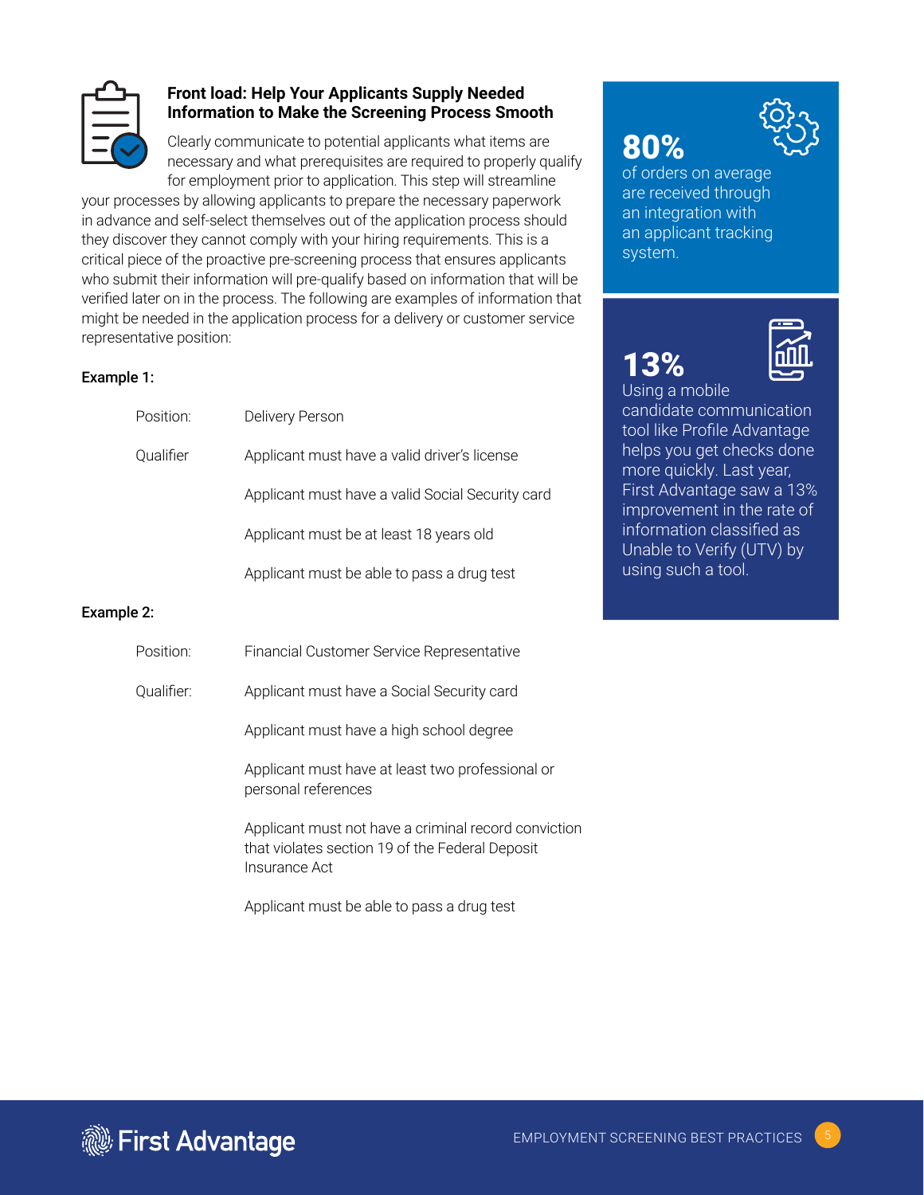### Front load: Help Your Applicants Supply Needed Information to Make the Screening Process Smooth

Clearly communicate to potential applicants what items are necessary and what prerequisites are required to properly qualify for employment prior to application. This step will streamline your processes by allowing applicants to prepare the necessary paperwork in advance and self-select themselves out of the application process should they discover they cannot comply with your hiring requirements. This is a critical piece of the proactive pre-screening process that ensures applicants who submit their information will pre-qualify based on information that will be verified later on in the process. The following are examples of information that might be needed in the application process for a delivery or customer service representative position:

**Example 1:**

| | |
|---|---|
| Position: | Delivery Person |
| Qualifier | Applicant must have a valid driver's license |
| | Applicant must have a valid Social Security card |
| | Applicant must be at least 18 years old |
| | Applicant must be able to pass a drug test |

**Example 2:**

| | |
|---|---|
| Position: | Financial Customer Service Representative |
| Qualifier: | Applicant must have a Social Security card |
| | Applicant must have a high school degree |
| | Applicant must have at least two professional or personal references |
| | Applicant must not have a criminal record conviction that violates section 19 of the Federal Deposit Insurance Act |
| | Applicant must be able to pass a drug test |

**80%**
of orders on average are received through an integration with an applicant tracking system.

**13%**
Using a mobile candidate communication tool like Profile Advantage helps you get checks done more quickly. Last year, First Advantage saw a 13% improvement in the rate of information classified as Unable to Verify (UTV) by using such a tool.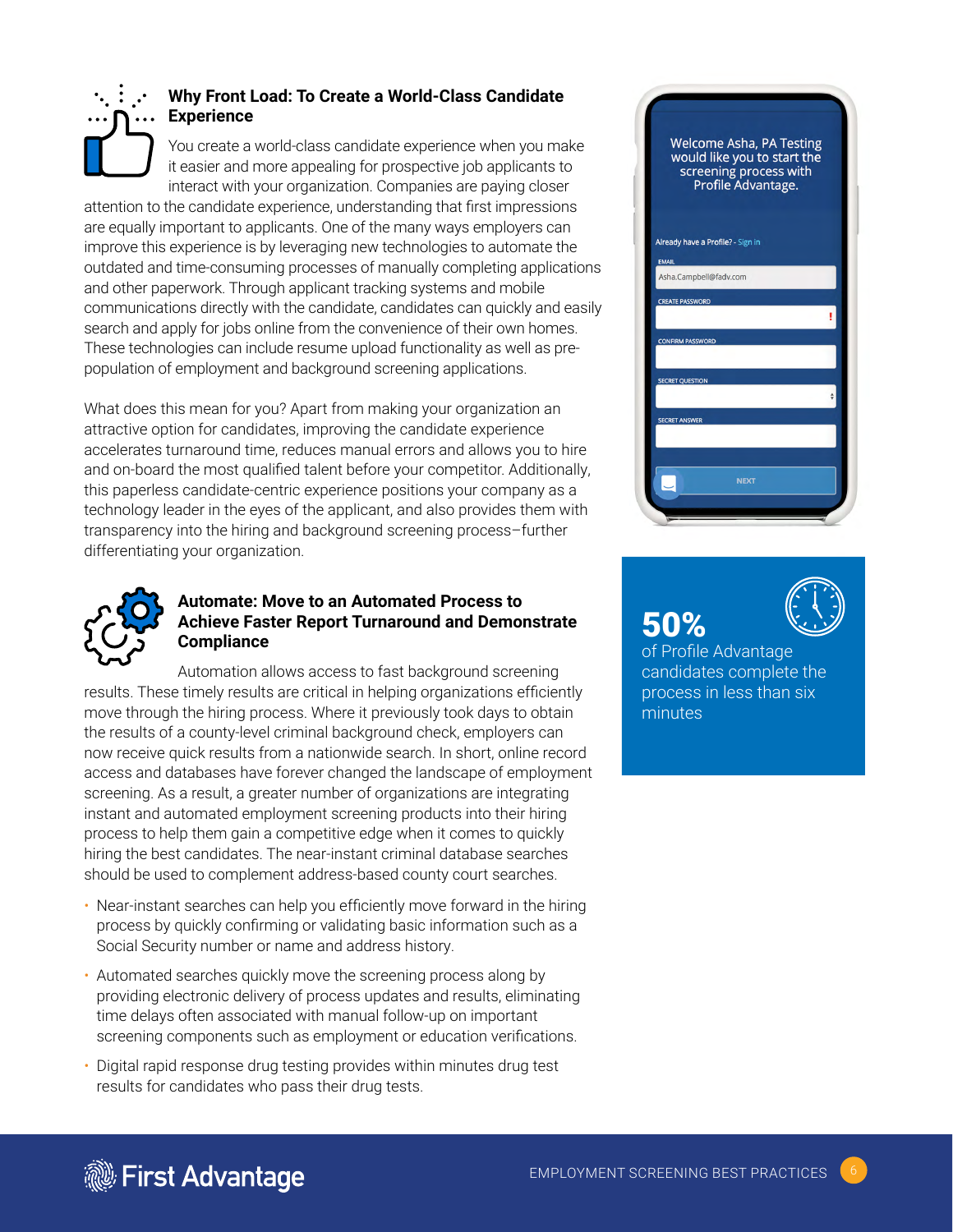## Why Front Load: To Create a World-Class Candidate Experience

You create a world-class candidate experience when you make it easier and more appealing for prospective job applicants to interact with your organization. Companies are paying closer attention to the candidate experience, understanding that first impressions are equally important to applicants. One of the many ways employers can improve this experience is by leveraging new technologies to automate the outdated and time-consuming processes of manually completing applications and other paperwork. Through applicant tracking systems and mobile communications directly with the candidate, candidates can quickly and easily search and apply for jobs online from the convenience of their own homes. These technologies can include resume upload functionality as well as pre-population of employment and background screening applications.

What does this mean for you? Apart from making your organization an attractive option for candidates, improving the candidate experience accelerates turnaround time, reduces manual errors and allows you to hire and on-board the most qualified talent before your competitor. Additionally, this paperless candidate-centric experience positions your company as a technology leader in the eyes of the applicant, and also provides them with transparency into the hiring and background screening process–further differentiating your organization.

## Automate: Move to an Automated Process to Achieve Faster Report Turnaround and Demonstrate Compliance

Automation allows access to fast background screening results. These timely results are critical in helping organizations efficiently move through the hiring process. Where it previously took days to obtain the results of a county-level criminal background check, employers can now receive quick results from a nationwide search. In short, online record access and databases have forever changed the landscape of employment screening. As a result, a greater number of organizations are integrating instant and automated employment screening products into their hiring process to help them gain a competitive edge when it comes to quickly hiring the best candidates. The near-instant criminal database searches should be used to complement address-based county court searches.

- Near-instant searches can help you efficiently move forward in the hiring process by quickly confirming or validating basic information such as a Social Security number or name and address history.
- Automated searches quickly move the screening process along by providing electronic delivery of process updates and results, eliminating time delays often associated with manual follow-up on important screening components such as employment or education verifications.
- Digital rapid response drug testing provides within minutes drug test results for candidates who pass their drug tests.

Welcome Asha, PA Testing would like you to start the screening process with Profile Advantage.

Already have a Profile? - Sign in

EMAIL: Asha.Campbell@fadv.com

CREATE PASSWORD

CONFIRM PASSWORD

SECRET QUESTION

SECRET ANSWER

NEXT

**50%**
of Profile Advantage candidates complete the process in less than six minutes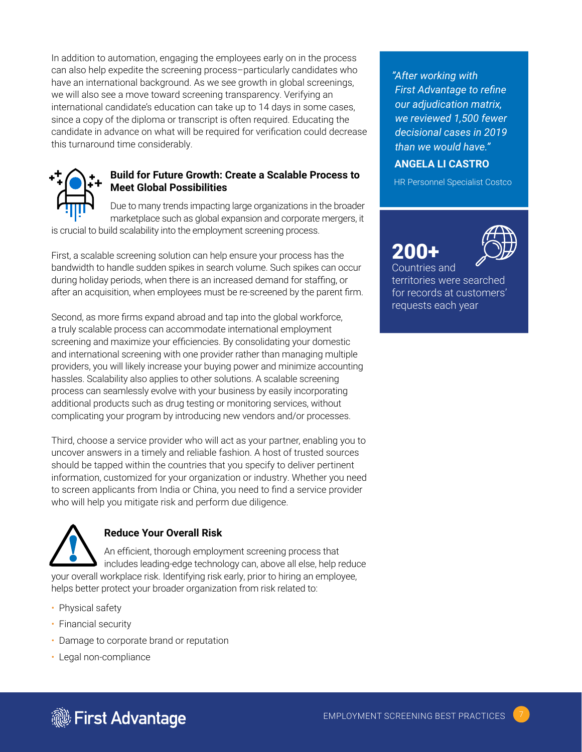In addition to automation, engaging the employees early on in the process can also help expedite the screening process–particularly candidates who have an international background. As we see growth in global screenings, we will also see a move toward screening transparency. Verifying an international candidate's education can take up to 14 days in some cases, since a copy of the diploma or transcript is often required. Educating the candidate in advance on what will be required for verification could decrease this turnaround time considerably.

### Build for Future Growth: Create a Scalable Process to Meet Global Possibilities

Due to many trends impacting large organizations in the broader marketplace such as global expansion and corporate mergers, it is crucial to build scalability into the employment screening process.

First, a scalable screening solution can help ensure your process has the bandwidth to handle sudden spikes in search volume. Such spikes can occur during holiday periods, when there is an increased demand for staffing, or after an acquisition, when employees must be re-screened by the parent firm.

Second, as more firms expand abroad and tap into the global workforce, a truly scalable process can accommodate international employment screening and maximize your efficiencies. By consolidating your domestic and international screening with one provider rather than managing multiple providers, you will likely increase your buying power and minimize accounting hassles. Scalability also applies to other solutions. A scalable screening process can seamlessly evolve with your business by easily incorporating additional products such as drug testing or monitoring services, without complicating your program by introducing new vendors and/or processes.

Third, choose a service provider who will act as your partner, enabling you to uncover answers in a timely and reliable fashion. A host of trusted sources should be tapped within the countries that you specify to deliver pertinent information, customized for your organization or industry. Whether you need to screen applicants from India or China, you need to find a service provider who will help you mitigate risk and perform due diligence.

### Reduce Your Overall Risk

An efficient, thorough employment screening process that includes leading-edge technology can, above all else, help reduce your overall workplace risk. Identifying risk early, prior to hiring an employee, helps better protect your broader organization from risk related to:

- Physical safety
- Financial security
- Damage to corporate brand or reputation
- Legal non-compliance

> *"After working with First Advantage to refine our adjudication matrix, we reviewed 1,500 fewer decisional cases in 2019 than we would have."*
>
> **ANGELA LI CASTRO**
>
> HR Personnel Specialist Costco

**200+**
Countries and territories were searched for records at customers' requests each year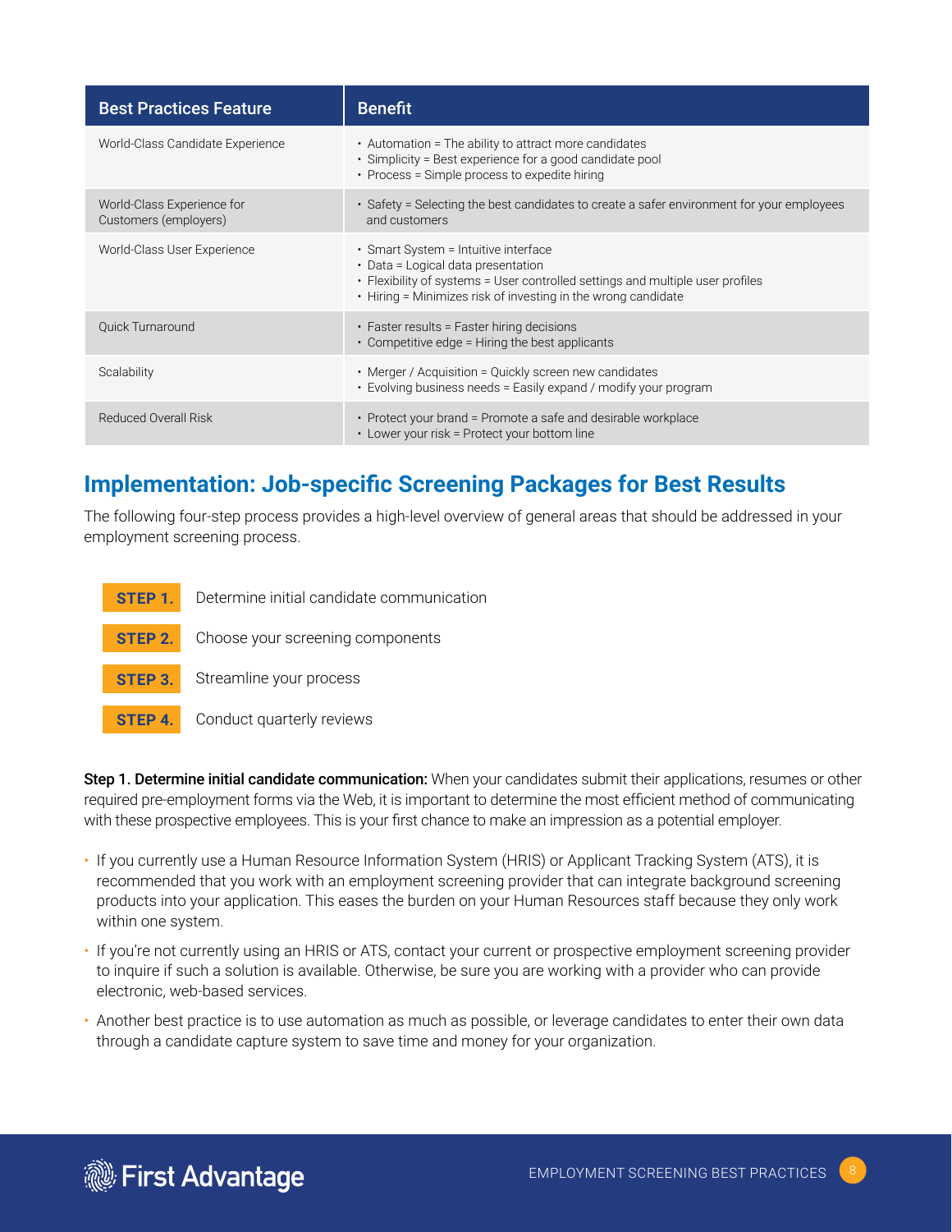| Best Practices Feature | Benefit |
|---|---|
| World-Class Candidate Experience | • Automation = The ability to attract more candidates<br>• Simplicity = Best experience for a good candidate pool<br>• Process = Simple process to expedite hiring |
| World-Class Experience for Customers (employers) | • Safety = Selecting the best candidates to create a safer environment for your employees and customers |
| World-Class User Experience | • Smart System = Intuitive interface<br>• Data = Logical data presentation<br>• Flexibility of systems = User controlled settings and multiple user profiles<br>• Hiring = Minimizes risk of investing in the wrong candidate |
| Quick Turnaround | • Faster results = Faster hiring decisions<br>• Competitive edge = Hiring the best applicants |
| Scalability | • Merger / Acquisition = Quickly screen new candidates<br>• Evolving business needs = Easily expand / modify your program |
| Reduced Overall Risk | • Protect your brand = Promote a safe and desirable workplace<br>• Lower your risk = Protect your bottom line |

## Implementation: Job-specific Screening Packages for Best Results

The following four-step process provides a high-level overview of general areas that should be addressed in your employment screening process.

**STEP 1.** Determine initial candidate communication

**STEP 2.** Choose your screening components

**STEP 3.** Streamline your process

**STEP 4.** Conduct quarterly reviews

**Step 1. Determine initial candidate communication:** When your candidates submit their applications, resumes or other required pre-employment forms via the Web, it is important to determine the most efficient method of communicating with these prospective employees. This is your first chance to make an impression as a potential employer.

- If you currently use a Human Resource Information System (HRIS) or Applicant Tracking System (ATS), it is recommended that you work with an employment screening provider that can integrate background screening products into your application. This eases the burden on your Human Resources staff because they only work within one system.
- If you're not currently using an HRIS or ATS, contact your current or prospective employment screening provider to inquire if such a solution is available. Otherwise, be sure you are working with a provider who can provide electronic, web-based services.
- Another best practice is to use automation as much as possible, or leverage candidates to enter their own data through a candidate capture system to save time and money for your organization.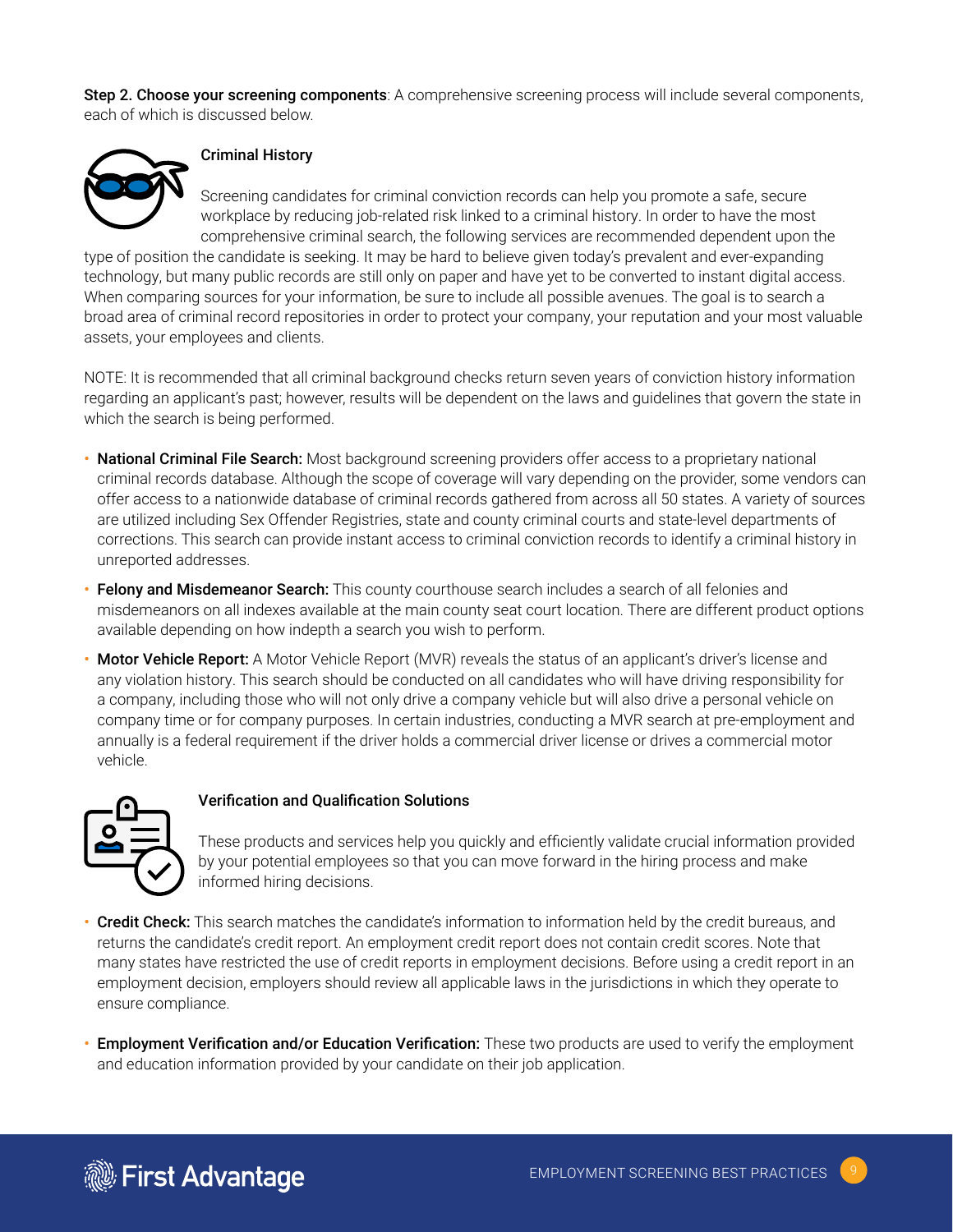**Step 2. Choose your screening components**: A comprehensive screening process will include several components, each of which is discussed below.

### Criminal History

Screening candidates for criminal conviction records can help you promote a safe, secure workplace by reducing job-related risk linked to a criminal history. In order to have the most comprehensive criminal search, the following services are recommended dependent upon the type of position the candidate is seeking. It may be hard to believe given today's prevalent and ever-expanding technology, but many public records are still only on paper and have yet to be converted to instant digital access. When comparing sources for your information, be sure to include all possible avenues. The goal is to search a broad area of criminal record repositories in order to protect your company, your reputation and your most valuable assets, your employees and clients.

NOTE: It is recommended that all criminal background checks return seven years of conviction history information regarding an applicant's past; however, results will be dependent on the laws and guidelines that govern the state in which the search is being performed.

- **National Criminal File Search:** Most background screening providers offer access to a proprietary national criminal records database. Although the scope of coverage will vary depending on the provider, some vendors can offer access to a nationwide database of criminal records gathered from across all 50 states. A variety of sources are utilized including Sex Offender Registries, state and county criminal courts and state-level departments of corrections. This search can provide instant access to criminal conviction records to identify a criminal history in unreported addresses.
- **Felony and Misdemeanor Search:** This county courthouse search includes a search of all felonies and misdemeanors on all indexes available at the main county seat court location. There are different product options available depending on how indepth a search you wish to perform.
- **Motor Vehicle Report:** A Motor Vehicle Report (MVR) reveals the status of an applicant's driver's license and any violation history. This search should be conducted on all candidates who will have driving responsibility for a company, including those who will not only drive a company vehicle but will also drive a personal vehicle on company time or for company purposes. In certain industries, conducting a MVR search at pre-employment and annually is a federal requirement if the driver holds a commercial driver license or drives a commercial motor vehicle.

### Verification and Qualification Solutions

These products and services help you quickly and efficiently validate crucial information provided by your potential employees so that you can move forward in the hiring process and make informed hiring decisions.

- **Credit Check:** This search matches the candidate's information to information held by the credit bureaus, and returns the candidate's credit report. An employment credit report does not contain credit scores. Note that many states have restricted the use of credit reports in employment decisions. Before using a credit report in an employment decision, employers should review all applicable laws in the jurisdictions in which they operate to ensure compliance.
- **Employment Verification and/or Education Verification:** These two products are used to verify the employment and education information provided by your candidate on their job application.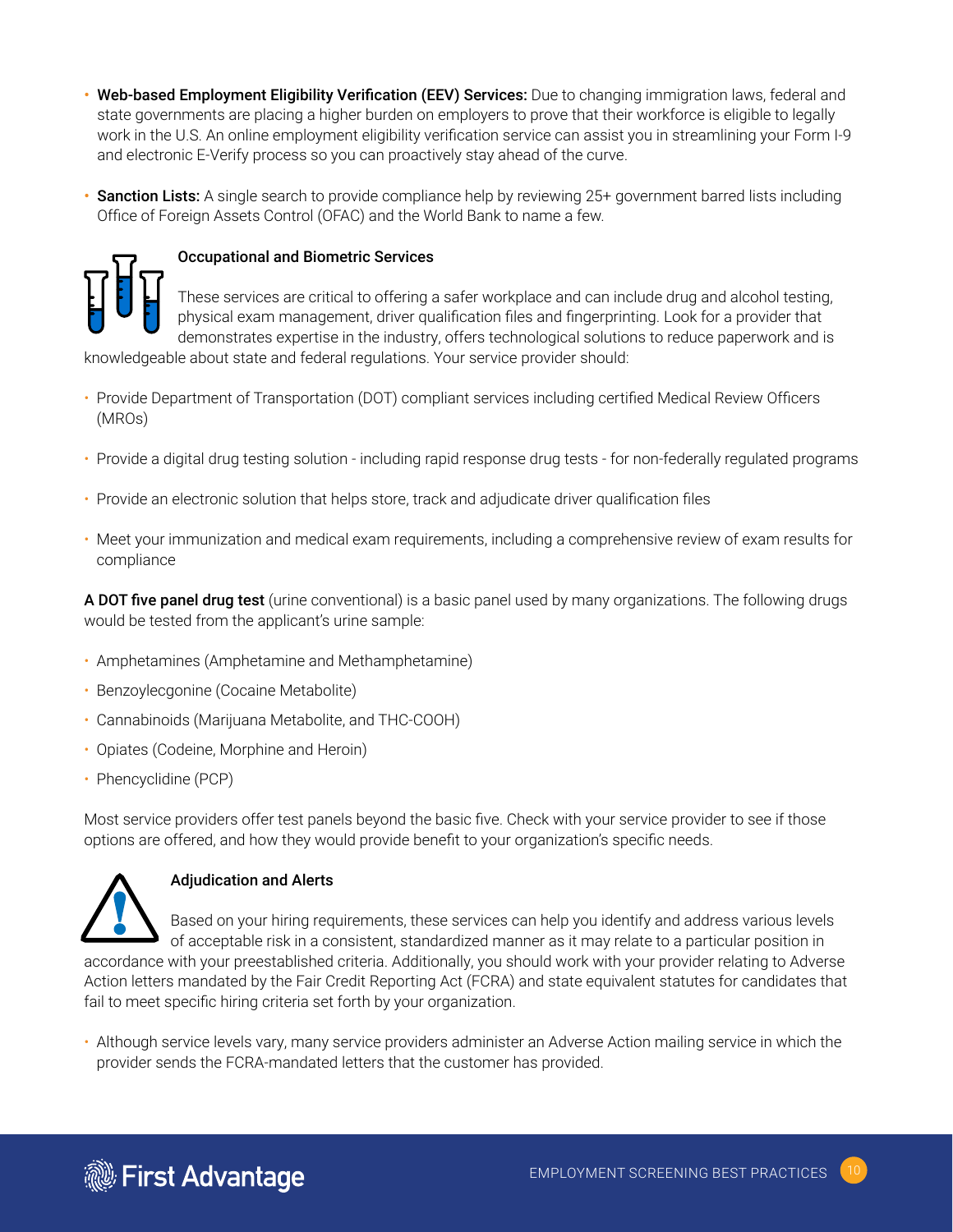- **Web-based Employment Eligibility Verification (EEV) Services:** Due to changing immigration laws, federal and state governments are placing a higher burden on employers to prove that their workforce is eligible to legally work in the U.S. An online employment eligibility verification service can assist you in streamlining your Form I-9 and electronic E-Verify process so you can proactively stay ahead of the curve.

- **Sanction Lists:** A single search to provide compliance help by reviewing 25+ government barred lists including Office of Foreign Assets Control (OFAC) and the World Bank to name a few.

### Occupational and Biometric Services

These services are critical to offering a safer workplace and can include drug and alcohol testing, physical exam management, driver qualification files and fingerprinting. Look for a provider that demonstrates expertise in the industry, offers technological solutions to reduce paperwork and is knowledgeable about state and federal regulations. Your service provider should:

- Provide Department of Transportation (DOT) compliant services including certified Medical Review Officers (MROs)

- Provide a digital drug testing solution - including rapid response drug tests - for non-federally regulated programs

- Provide an electronic solution that helps store, track and adjudicate driver qualification files

- Meet your immunization and medical exam requirements, including a comprehensive review of exam results for compliance

**A DOT five panel drug test** (urine conventional) is a basic panel used by many organizations. The following drugs would be tested from the applicant's urine sample:

- Amphetamines (Amphetamine and Methamphetamine)
- Benzoylecgonine (Cocaine Metabolite)
- Cannabinoids (Marijuana Metabolite, and THC-COOH)
- Opiates (Codeine, Morphine and Heroin)
- Phencyclidine (PCP)

Most service providers offer test panels beyond the basic five. Check with your service provider to see if those options are offered, and how they would provide benefit to your organization's specific needs.

### Adjudication and Alerts

Based on your hiring requirements, these services can help you identify and address various levels of acceptable risk in a consistent, standardized manner as it may relate to a particular position in accordance with your preestablished criteria. Additionally, you should work with your provider relating to Adverse Action letters mandated by the Fair Credit Reporting Act (FCRA) and state equivalent statutes for candidates that fail to meet specific hiring criteria set forth by your organization.

- Although service levels vary, many service providers administer an Adverse Action mailing service in which the provider sends the FCRA-mandated letters that the customer has provided.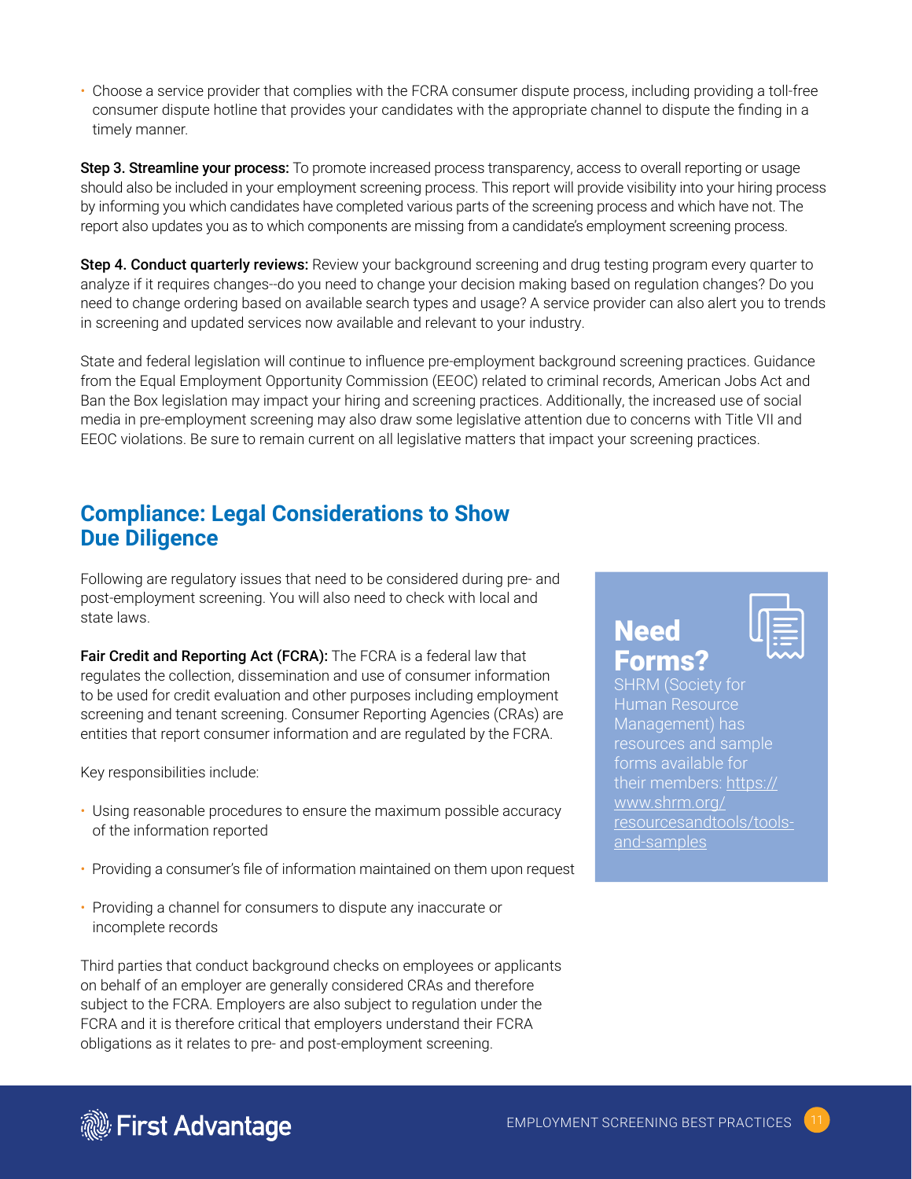- Choose a service provider that complies with the FCRA consumer dispute process, including providing a toll-free consumer dispute hotline that provides your candidates with the appropriate channel to dispute the finding in a timely manner.

**Step 3. Streamline your process:** To promote increased process transparency, access to overall reporting or usage should also be included in your employment screening process. This report will provide visibility into your hiring process by informing you which candidates have completed various parts of the screening process and which have not. The report also updates you as to which components are missing from a candidate's employment screening process.

**Step 4. Conduct quarterly reviews:** Review your background screening and drug testing program every quarter to analyze if it requires changes--do you need to change your decision making based on regulation changes? Do you need to change ordering based on available search types and usage? A service provider can also alert you to trends in screening and updated services now available and relevant to your industry.

State and federal legislation will continue to influence pre-employment background screening practices. Guidance from the Equal Employment Opportunity Commission (EEOC) related to criminal records, American Jobs Act and Ban the Box legislation may impact your hiring and screening practices. Additionally, the increased use of social media in pre-employment screening may also draw some legislative attention due to concerns with Title VII and EEOC violations. Be sure to remain current on all legislative matters that impact your screening practices.

## Compliance: Legal Considerations to Show Due Diligence

Following are regulatory issues that need to be considered during pre- and post-employment screening. You will also need to check with local and state laws.

**Fair Credit and Reporting Act (FCRA):** The FCRA is a federal law that regulates the collection, dissemination and use of consumer information to be used for credit evaluation and other purposes including employment screening and tenant screening. Consumer Reporting Agencies (CRAs) are entities that report consumer information and are regulated by the FCRA.

Key responsibilities include:

- Using reasonable procedures to ensure the maximum possible accuracy of the information reported
- Providing a consumer's file of information maintained on them upon request
- Providing a channel for consumers to dispute any inaccurate or incomplete records

Third parties that conduct background checks on employees or applicants on behalf of an employer are generally considered CRAs and therefore subject to the FCRA. Employers are also subject to regulation under the FCRA and it is therefore critical that employers understand their FCRA obligations as it relates to pre- and post-employment screening.

### Need Forms?

SHRM (Society for Human Resource Management) has resources and sample forms available for their members: https://www.shrm.org/resourcesandtools/tools-and-samples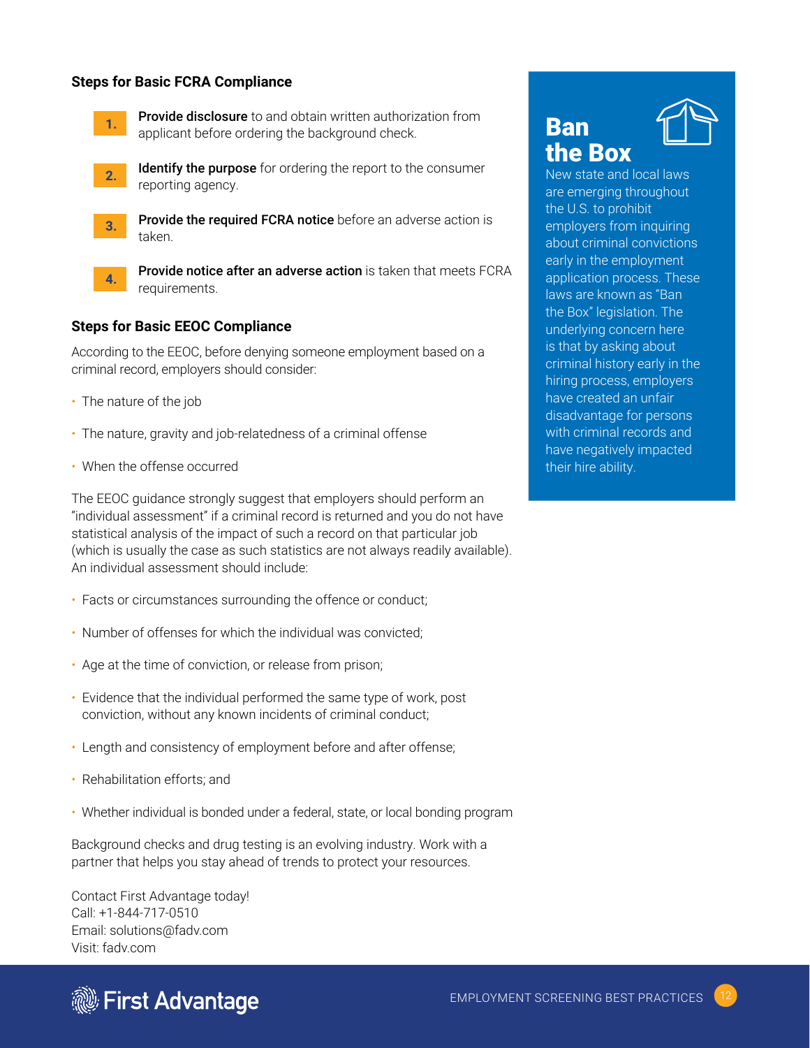## Steps for Basic FCRA Compliance

1. **Provide disclosure** to and obtain written authorization from applicant before ordering the background check.
2. **Identify the purpose** for ordering the report to the consumer reporting agency.
3. **Provide the required FCRA notice** before an adverse action is taken.
4. **Provide notice after an adverse action** is taken that meets FCRA requirements.

## Steps for Basic EEOC Compliance

According to the EEOC, before denying someone employment based on a criminal record, employers should consider:

- The nature of the job
- The nature, gravity and job-relatedness of a criminal offense
- When the offense occurred

The EEOC guidance strongly suggest that employers should perform an "individual assessment" if a criminal record is returned and you do not have statistical analysis of the impact of such a record on that particular job (which is usually the case as such statistics are not always readily available). An individual assessment should include:

- Facts or circumstances surrounding the offence or conduct;
- Number of offenses for which the individual was convicted;
- Age at the time of conviction, or release from prison;
- Evidence that the individual performed the same type of work, post conviction, without any known incidents of criminal conduct;
- Length and consistency of employment before and after offense;
- Rehabilitation efforts; and
- Whether individual is bonded under a federal, state, or local bonding program

Background checks and drug testing is an evolving industry. Work with a partner that helps you stay ahead of trends to protect your resources.

Contact First Advantage today!
Call: +1-844-717-0510
Email: solutions@fadv.com
Visit: fadv.com

## Ban the Box

New state and local laws are emerging throughout the U.S. to prohibit employers from inquiring about criminal convictions early in the employment application process. These laws are known as "Ban the Box" legislation. The underlying concern here is that by asking about criminal history early in the hiring process, employers have created an unfair disadvantage for persons with criminal records and have negatively impacted their hire ability.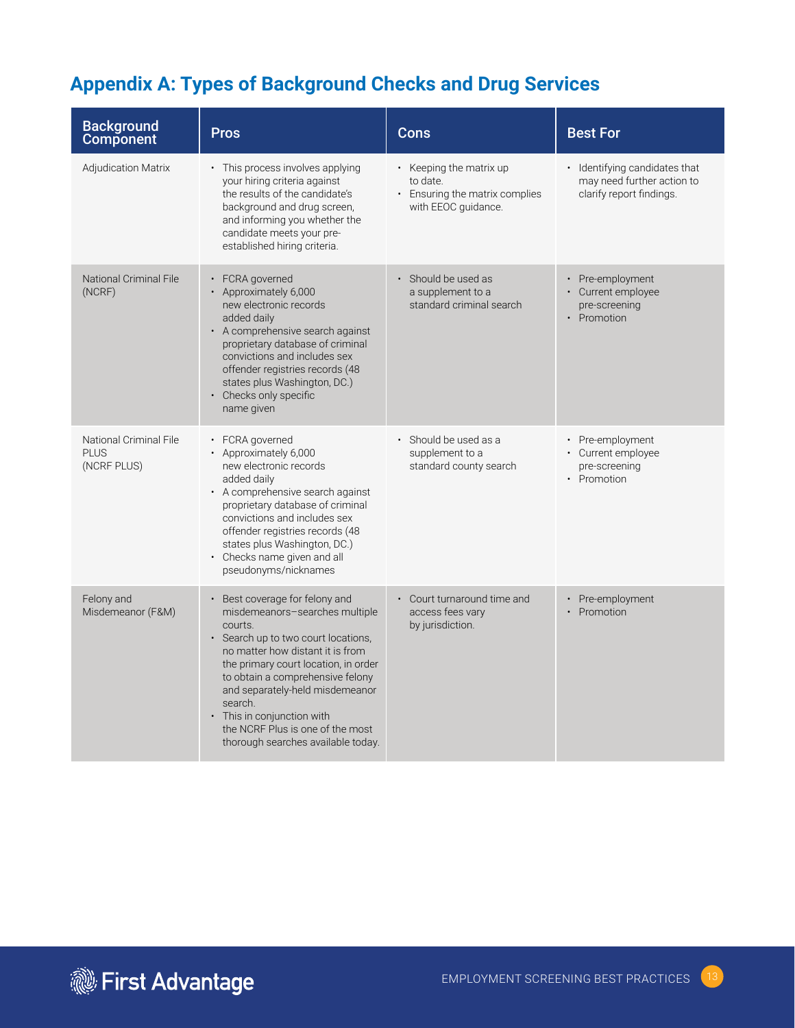## Appendix A: Types of Background Checks and Drug Services

| Background Component | Pros | Cons | Best For |
|---|---|---|---|
| Adjudication Matrix | • This process involves applying your hiring criteria against the results of the candidate's background and drug screen, and informing you whether the candidate meets your pre-established hiring criteria. | • Keeping the matrix up to date.<br>• Ensuring the matrix complies with EEOC guidance. | • Identifying candidates that may need further action to clarify report findings. |
| National Criminal File (NCRF) | • FCRA governed<br>• Approximately 6,000 new electronic records added daily<br>• A comprehensive search against proprietary database of criminal convictions and includes sex offender registries records (48 states plus Washington, DC.)<br>• Checks only specific name given | • Should be used as a supplement to a standard criminal search | • Pre-employment<br>• Current employee pre-screening<br>• Promotion |
| National Criminal File PLUS (NCRF PLUS) | • FCRA governed<br>• Approximately 6,000 new electronic records added daily<br>• A comprehensive search against proprietary database of criminal convictions and includes sex offender registries records (48 states plus Washington, DC.)<br>• Checks name given and all pseudonyms/nicknames | • Should be used as a supplement to a standard county search | • Pre-employment<br>• Current employee pre-screening<br>• Promotion |
| Felony and Misdemeanor (F&M) | • Best coverage for felony and misdemeanors–searches multiple courts.<br>• Search up to two court locations, no matter how distant it is from the primary court location, in order to obtain a comprehensive felony and separately-held misdemeanor search.<br>• This in conjunction with the NCRF Plus is one of the most thorough searches available today. | • Court turnaround time and access fees vary by jurisdiction. | • Pre-employment<br>• Promotion |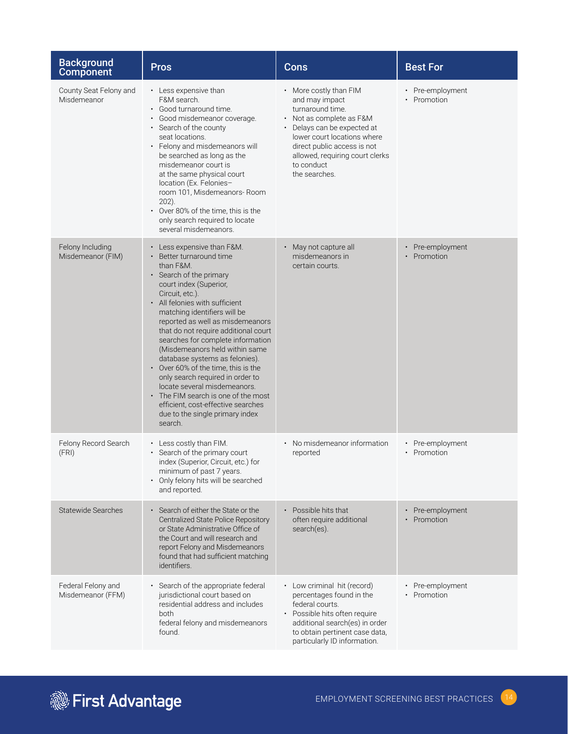| Background Component | Pros | Cons | Best For |
|---|---|---|---|
| County Seat Felony and Misdemeanor | • Less expensive than F&M search.<br>• Good turnaround time.<br>• Good misdemeanor coverage.<br>• Search of the county seat locations.<br>• Felony and misdemeanors will be searched as long as the misdemeanor court is at the same physical court location (Ex. Felonies– room 101, Misdemeanors- Room 202).<br>• Over 80% of the time, this is the only search required to locate several misdemeanors. | • More costly than FIM and may impact turnaround time.<br>• Not as complete as F&M<br>• Delays can be expected at lower court locations where direct public access is not allowed, requiring court clerks to conduct the searches. | • Pre-employment<br>• Promotion |
| Felony Including Misdemeanor (FIM) | • Less expensive than F&M.<br>• Better turnaround time than F&M.<br>• Search of the primary court index (Superior, Circuit, etc.).<br>• All felonies with sufficient matching identifiers will be reported as well as misdemeanors that do not require additional court searches for complete information (Misdemeanors held within same database systems as felonies).<br>• Over 60% of the time, this is the only search required in order to locate several misdemeanors.<br>• The FIM search is one of the most efficient, cost-effective searches due to the single primary index search. | • May not capture all misdemeanors in certain courts. | • Pre-employment<br>• Promotion |
| Felony Record Search (FRI) | • Less costly than FIM.<br>• Search of the primary court index (Superior, Circuit, etc.) for minimum of past 7 years.<br>• Only felony hits will be searched and reported. | • No misdemeanor information reported | • Pre-employment<br>• Promotion |
| Statewide Searches | • Search of either the State or the Centralized State Police Repository or State Administrative Office of the Court and will research and report Felony and Misdemeanors found that had sufficient matching identifiers. | • Possible hits that often require additional search(es). | • Pre-employment<br>• Promotion |
| Federal Felony and Misdemeanor (FFM) | • Search of the appropriate federal jurisdictional court based on residential address and includes both federal felony and misdemeanors found. | • Low criminal hit (record) percentages found in the federal courts.<br>• Possible hits often require additional search(es) in order to obtain pertinent case data, particularly ID information. | • Pre-employment<br>• Promotion |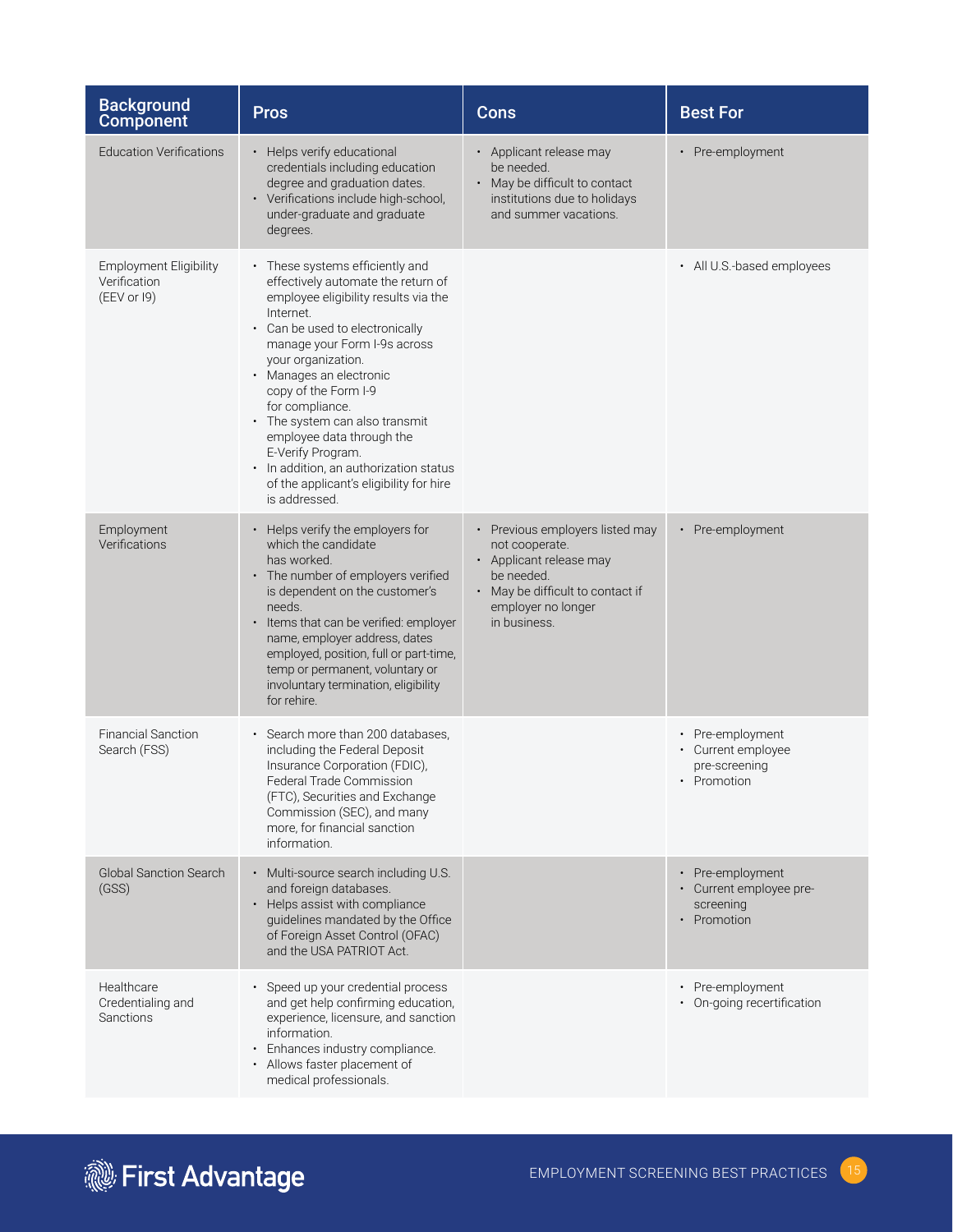| Background Component | Pros | Cons | Best For |
|---|---|---|---|
| Education Verifications | • Helps verify educational credentials including education degree and graduation dates.<br>• Verifications include high-school, under-graduate and graduate degrees. | • Applicant release may be needed.<br>• May be difficult to contact institutions due to holidays and summer vacations. | • Pre-employment |
| Employment Eligibility Verification (EEV or I9) | • These systems efficiently and effectively automate the return of employee eligibility results via the Internet.<br>• Can be used to electronically manage your Form I-9s across your organization.<br>• Manages an electronic copy of the Form I-9 for compliance.<br>• The system can also transmit employee data through the E-Verify Program.<br>• In addition, an authorization status of the applicant's eligibility for hire is addressed. | | • All U.S.-based employees |
| Employment Verifications | • Helps verify the employers for which the candidate has worked.<br>• The number of employers verified is dependent on the customer's needs.<br>• Items that can be verified: employer name, employer address, dates employed, position, full or part-time, temp or permanent, voluntary or involuntary termination, eligibility for rehire. | • Previous employers listed may not cooperate.<br>• Applicant release may be needed.<br>• May be difficult to contact if employer no longer in business. | • Pre-employment |
| Financial Sanction Search (FSS) | • Search more than 200 databases, including the Federal Deposit Insurance Corporation (FDIC), Federal Trade Commission (FTC), Securities and Exchange Commission (SEC), and many more, for financial sanction information. | | • Pre-employment<br>• Current employee pre-screening<br>• Promotion |
| Global Sanction Search (GSS) | • Multi-source search including U.S. and foreign databases.<br>• Helps assist with compliance guidelines mandated by the Office of Foreign Asset Control (OFAC) and the USA PATRIOT Act. | | • Pre-employment<br>• Current employee pre-screening<br>• Promotion |
| Healthcare Credentialing and Sanctions | • Speed up your credential process and get help confirming education, experience, licensure, and sanction information.<br>• Enhances industry compliance.<br>• Allows faster placement of medical professionals. | | • Pre-employment<br>• On-going recertification |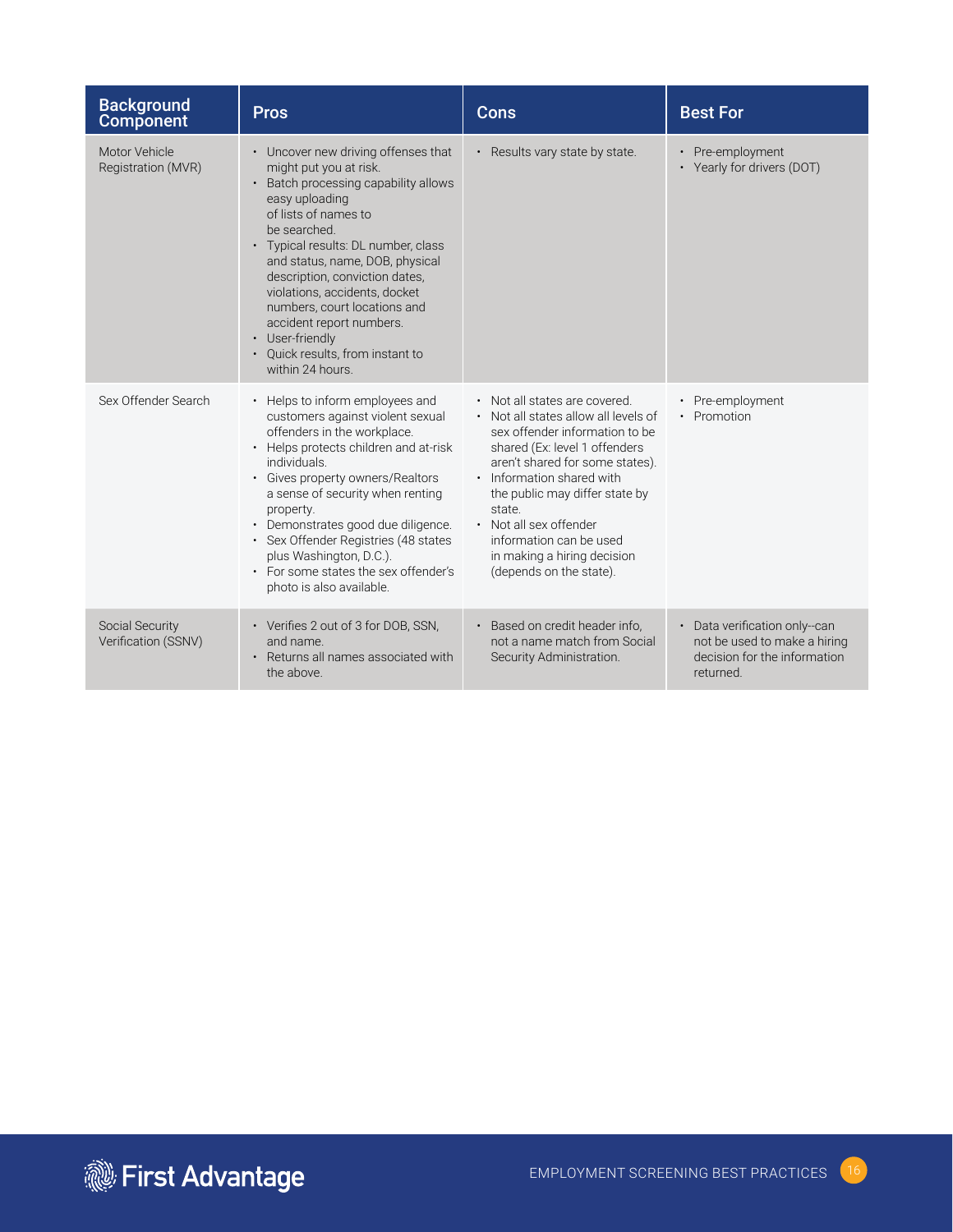| Background Component | Pros | Cons | Best For |
|---|---|---|---|
| Motor Vehicle Registration (MVR) | • Uncover new driving offenses that might put you at risk.<br>• Batch processing capability allows easy uploading of lists of names to be searched.<br>• Typical results: DL number, class and status, name, DOB, physical description, conviction dates, violations, accidents, docket numbers, court locations and accident report numbers.<br>• User-friendly<br>• Quick results, from instant to within 24 hours. | • Results vary state by state. | • Pre-employment<br>• Yearly for drivers (DOT) |
| Sex Offender Search | • Helps to inform employees and customers against violent sexual offenders in the workplace.<br>• Helps protects children and at-risk individuals.<br>• Gives property owners/Realtors a sense of security when renting property.<br>• Demonstrates good due diligence.<br>• Sex Offender Registries (48 states plus Washington, D.C.).<br>• For some states the sex offender's photo is also available. | • Not all states are covered.<br>• Not all states allow all levels of sex offender information to be shared (Ex: level 1 offenders aren't shared for some states).<br>• Information shared with the public may differ state by state.<br>• Not all sex offender information can be used in making a hiring decision (depends on the state). | • Pre-employment<br>• Promotion |
| Social Security Verification (SSNV) | • Verifies 2 out of 3 for DOB, SSN, and name.<br>• Returns all names associated with the above. | • Based on credit header info, not a name match from Social Security Administration. | • Data verification only--can not be used to make a hiring decision for the information returned. |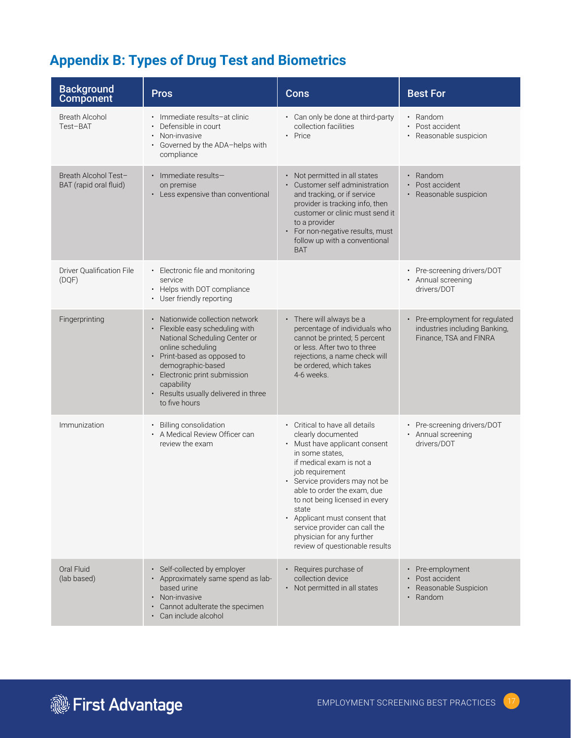## Appendix B: Types of Drug Test and Biometrics

| Background Component | Pros | Cons | Best For |
|---|---|---|---|
| Breath Alcohol Test–BAT | • Immediate results–at clinic<br>• Defensible in court<br>• Non-invasive<br>• Governed by the ADA–helps with compliance | • Can only be done at third-party collection facilities<br>• Price | • Random<br>• Post accident<br>• Reasonable suspicion |
| Breath Alcohol Test–BAT (rapid oral fluid) | • Immediate results–on premise<br>• Less expensive than conventional | • Not permitted in all states<br>• Customer self administration and tracking, or if service provider is tracking info, then customer or clinic must send it to a provider<br>• For non-negative results, must follow up with a conventional BAT | • Random<br>• Post accident<br>• Reasonable suspicion |
| Driver Qualification File (DQF) | • Electronic file and monitoring service<br>• Helps with DOT compliance<br>• User friendly reporting | | • Pre-screening drivers/DOT<br>• Annual screening drivers/DOT |
| Fingerprinting | • Nationwide collection network<br>• Flexible easy scheduling with National Scheduling Center or online scheduling<br>• Print-based as opposed to demographic-based<br>• Electronic print submission capability<br>• Results usually delivered in three to five hours | • There will always be a percentage of individuals who cannot be printed; 5 percent or less. After two to three rejections, a name check will be ordered, which takes 4-6 weeks. | • Pre-employment for regulated industries including Banking, Finance, TSA and FINRA |
| Immunization | • Billing consolidation<br>• A Medical Review Officer can review the exam | • Critical to have all details clearly documented<br>• Must have applicant consent in some states, if medical exam is not a job requirement<br>• Service providers may not be able to order the exam, due to not being licensed in every state<br>• Applicant must consent that service provider can call the physician for any further review of questionable results | • Pre-screening drivers/DOT<br>• Annual screening drivers/DOT |
| Oral Fluid (lab based) | • Self-collected by employer<br>• Approximately same spend as lab-based urine<br>• Non-invasive<br>• Cannot adulterate the specimen<br>• Can include alcohol | • Requires purchase of collection device<br>• Not permitted in all states | • Pre-employment<br>• Post accident<br>• Reasonable Suspicion<br>• Random |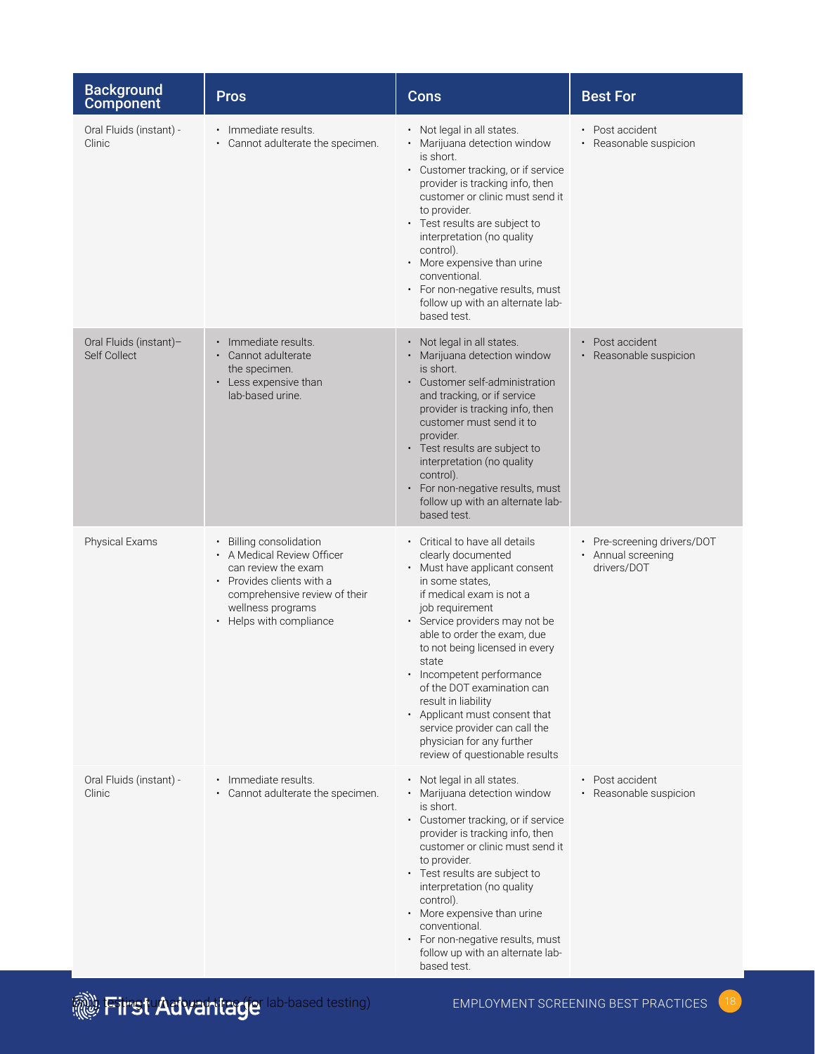| Background Component | Pros | Cons | Best For |
|---|---|---|---|
| Oral Fluids (instant) - Clinic | • Immediate results.<br>• Cannot adulterate the specimen. | • Not legal in all states.<br>• Marijuana detection window is short.<br>• Customer tracking, or if service provider is tracking info, then customer or clinic must send it to provider.<br>• Test results are subject to interpretation (no quality control).<br>• More expensive than urine conventional.<br>• For non-negative results, must follow up with an alternate lab-based test. | • Post accident<br>• Reasonable suspicion |
| Oral Fluids (instant)– Self Collect | • Immediate results.<br>• Cannot adulterate the specimen.<br>• Less expensive than lab-based urine. | • Not legal in all states.<br>• Marijuana detection window is short.<br>• Customer self-administration and tracking, or if service provider is tracking info, then customer must send it to provider.<br>• Test results are subject to interpretation (no quality control).<br>• For non-negative results, must follow up with an alternate lab-based test. | • Post accident<br>• Reasonable suspicion |
| Physical Exams | • Billing consolidation<br>• A Medical Review Officer can review the exam<br>• Provides clients with a comprehensive review of their wellness programs<br>• Helps with compliance | • Critical to have all details clearly documented<br>• Must have applicant consent in some states, if medical exam is not a job requirement<br>• Service providers may not be able to order the exam, due to not being licensed in every state<br>• Incompetent performance of the DOT examination can result in liability<br>• Applicant must consent that service provider can call the physician for any further review of questionable results | • Pre-screening drivers/DOT<br>• Annual screening drivers/DOT |
| Oral Fluids (instant) - Clinic | • Immediate results.<br>• Cannot adulterate the specimen. | • Not legal in all states.<br>• Marijuana detection window is short.<br>• Customer tracking, or if service provider is tracking info, then customer or clinic must send it to provider.<br>• Test results are subject to interpretation (no quality control).<br>• More expensive than urine conventional.<br>• For non-negative results, must follow up with an alternate lab-based test. | • Post accident<br>• Reasonable suspicion |

Drug testing turnaround time (for lab-based testing)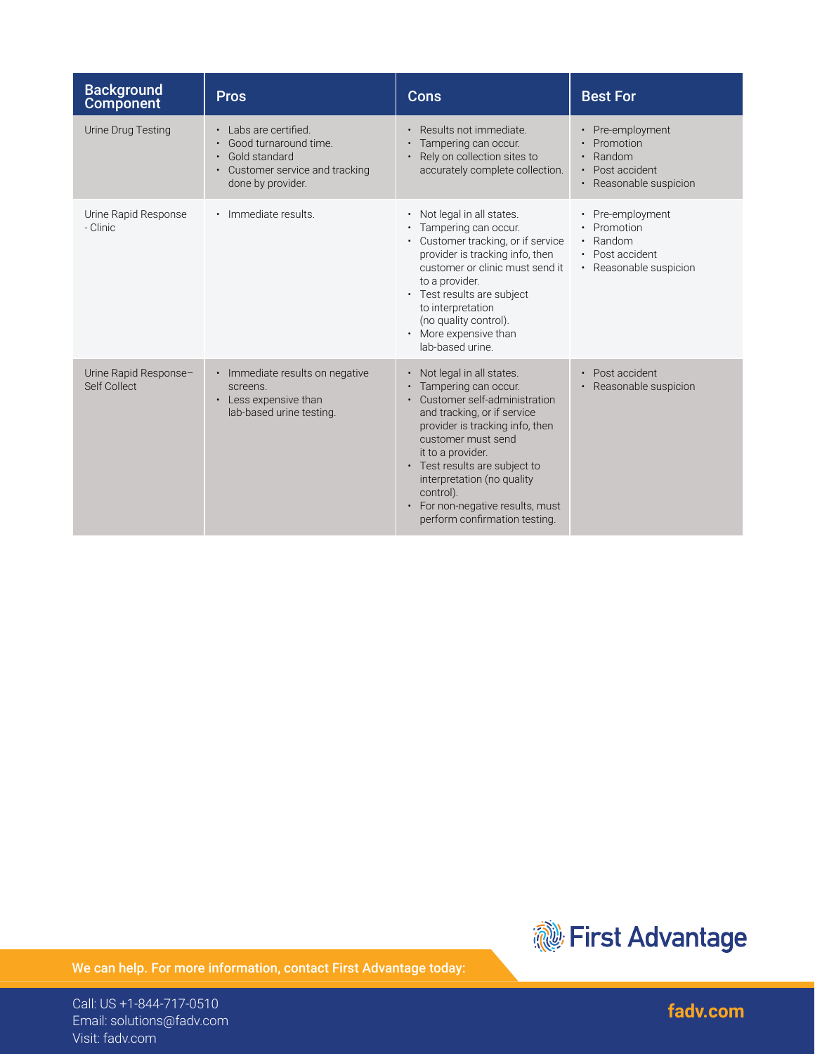| Background Component | Pros | Cons | Best For |
|---|---|---|---|
| Urine Drug Testing | • Labs are certified.<br>• Good turnaround time.<br>• Gold standard<br>• Customer service and tracking done by provider. | • Results not immediate.<br>• Tampering can occur.<br>• Rely on collection sites to accurately complete collection. | • Pre-employment<br>• Promotion<br>• Random<br>• Post accident<br>• Reasonable suspicion |
| Urine Rapid Response - Clinic | • Immediate results. | • Not legal in all states.<br>• Tampering can occur.<br>• Customer tracking, or if service provider is tracking info, then customer or clinic must send it to a provider.<br>• Test results are subject to interpretation (no quality control).<br>• More expensive than lab-based urine. | • Pre-employment<br>• Promotion<br>• Random<br>• Post accident<br>• Reasonable suspicion |
| Urine Rapid Response– Self Collect | • Immediate results on negative screens.<br>• Less expensive than lab-based urine testing. | • Not legal in all states.<br>• Tampering can occur.<br>• Customer self-administration and tracking, or if service provider is tracking info, then customer must send it to a provider.<br>• Test results are subject to interpretation (no quality control).<br>• For non-negative results, must perform confirmation testing. | • Post accident<br>• Reasonable suspicion |

First Advantage

**We can help. For more information, contact First Advantage today:**

Call: US +1-844-717-0510
Email: solutions@fadv.com
Visit: fadv.com

**fadv.com**